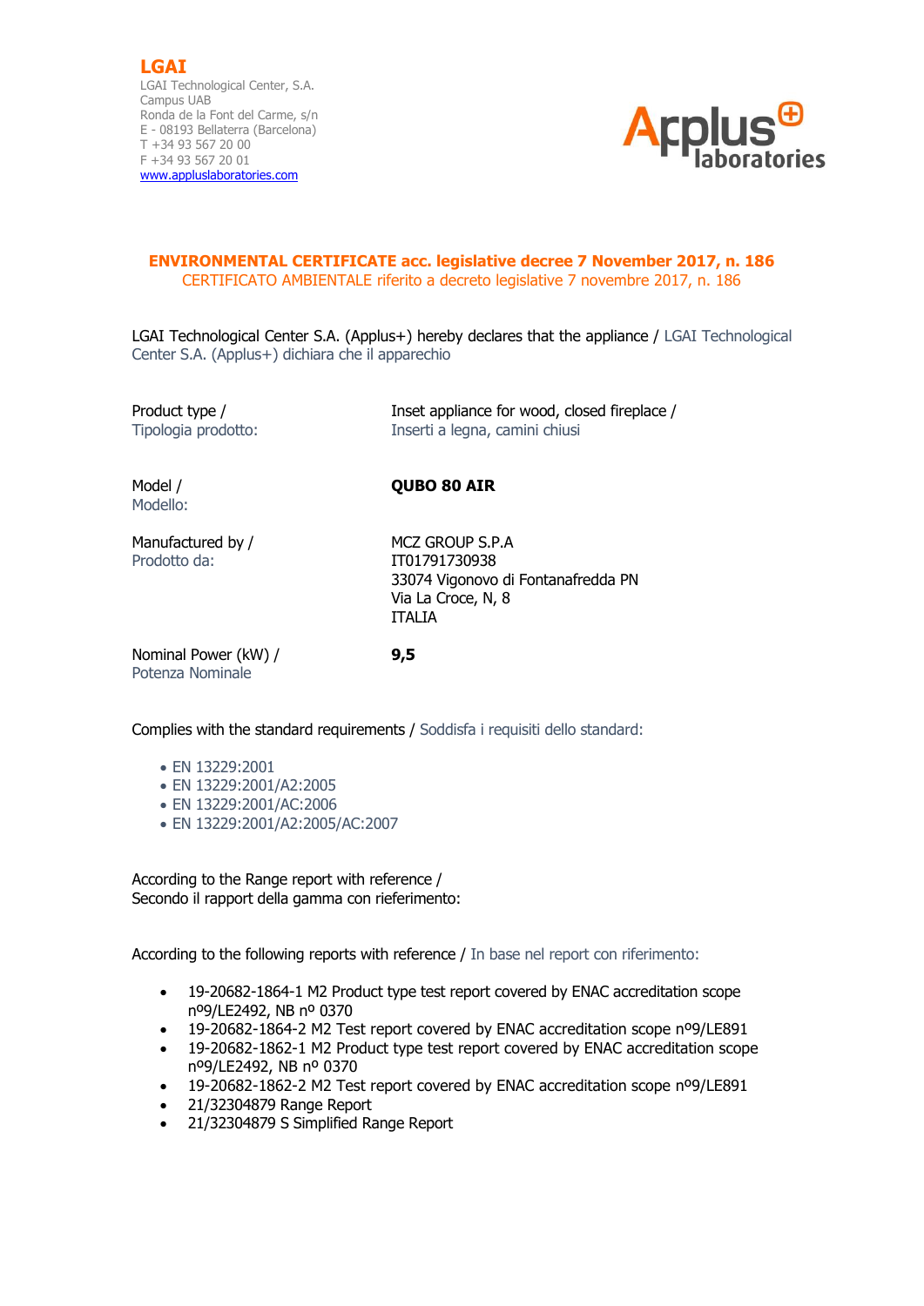**LGAI**
LGAI Technological Center, S.A.
Campus UAB
Ronda de la Font del Carme, s/n
E - 08193 Bellaterra (Barcelona)
T +34 93 567 20 00
F +34 93 567 20 01
www.appluslaboratories.com

Applus+ laboratories

# ENVIRONMENTAL CERTIFICATE acc. legislative decree 7 November 2017, n. 186

CERTIFICATO AMBIENTALE riferito a decreto legislative 7 novembre 2017, n. 186

LGAI Technological Center S.A. (Applus+) hereby declares that the appliance / LGAI Technological Center S.A. (Applus+) dichiara che il apparechio

| | |
|---|---|
| Product type / Tipologia prodotto: | Inset appliance for wood, closed fireplace / Inserti a legna, camini chiusi |
| Model / Modello: | **QUBO 80 AIR** |
| Manufactured by / Prodotto da: | MCZ GROUP S.P.A<br>IT01791730938<br>33074 Vigonovo di Fontanafredda PN<br>Via La Croce, N, 8<br>ITALIA |
| Nominal Power (kW) / Potenza Nominale | **9,5** |

Complies with the standard requirements / Soddisfa i requisiti dello standard:

- EN 13229:2001
- EN 13229:2001/A2:2005
- EN 13229:2001/AC:2006
- EN 13229:2001/A2:2005/AC:2007

According to the Range report with reference /
Secondo il rapport della gamma con rieferimento:

According to the following reports with reference / In base nel report con riferimento:

- 19-20682-1864-1 M2 Product type test report covered by ENAC accreditation scope nº9/LE2492, NB nº 0370
- 19-20682-1864-2 M2 Test report covered by ENAC accreditation scope nº9/LE891
- 19-20682-1862-1 M2 Product type test report covered by ENAC accreditation scope nº9/LE2492, NB nº 0370
- 19-20682-1862-2 M2 Test report covered by ENAC accreditation scope nº9/LE891
- 21/32304879 Range Report
- 21/32304879 S Simplified Range Report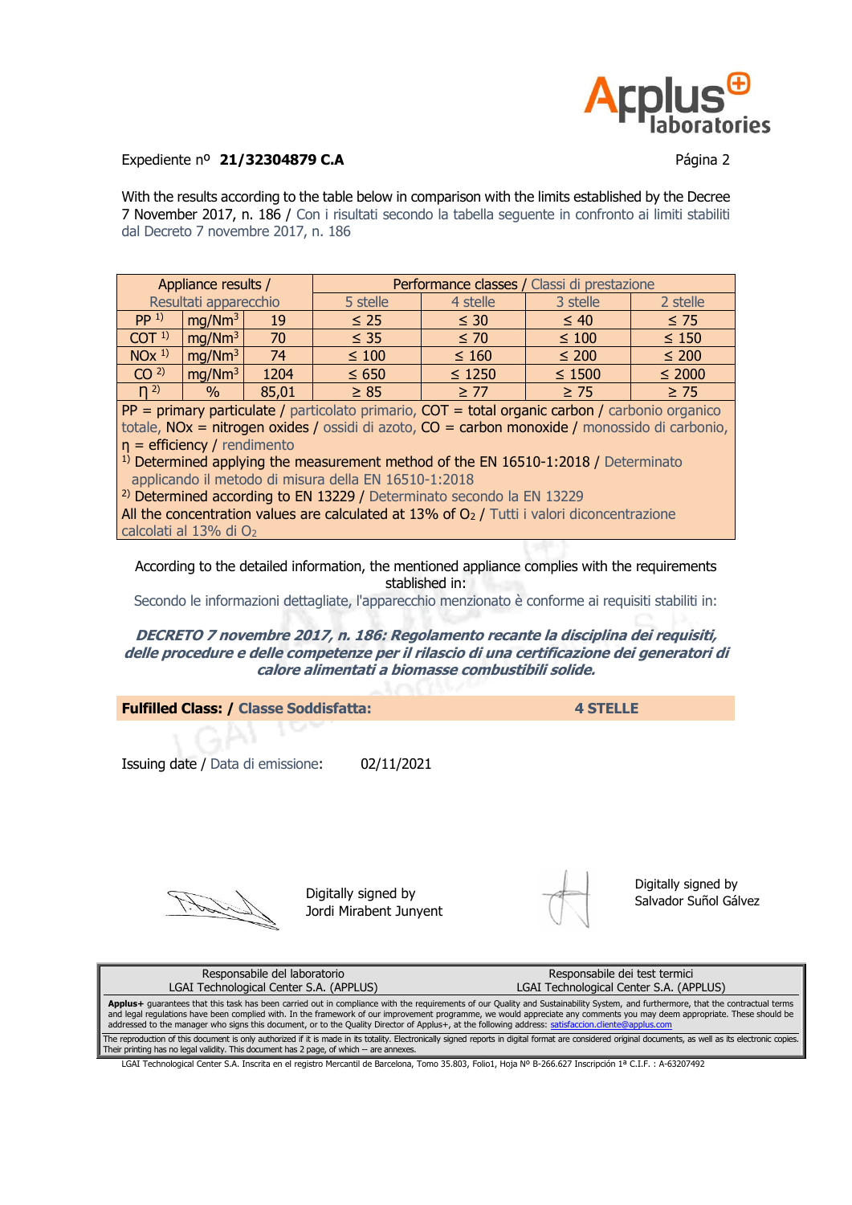Expediente nº **21/32304879 C.A**

With the results according to the table below in comparison with the limits established by the Decree 7 November 2017, n. 186 / Con i risultati secondo la tabella seguente in confronto ai limiti stabiliti dal Decreto 7 novembre 2017, n. 186

| Appliance results / Resultati apparecchio | | | Performance classes / Classi di prestazione | | | |
|---|---|---|---|---|---|---|
| | | | 5 stelle | 4 stelle | 3 stelle | 2 stelle |
| PP [1] | $mg/Nm^3$ | 19 | ≤ 25 | ≤ 30 | ≤ 40 | ≤ 75 |
| COT [1] | $mg/Nm^3$ | 70 | ≤ 35 | ≤ 70 | ≤ 100 | ≤ 150 |
| NOx [1] | $mg/Nm^3$ | 74 | ≤ 100 | ≤ 160 | ≤ 200 | ≤ 200 |
| CO [2] | $mg/Nm^3$ | 1204 | ≤ 650 | ≤ 1250 | ≤ 1500 | ≤ 2000 |
| η [2] | % | 85,01 | ≥ 85 | ≥ 77 | ≥ 75 | ≥ 75 |

PP = primary particulate / particolato primario, COT = total organic carbon / carbonio organico totale, NOx = nitrogen oxides / ossidi di azoto, CO = carbon monoxide / monossido di carbonio, η = efficiency / rendimento

[1] Determined applying the measurement method of the EN 16510-1:2018 / Determinato applicando il metodo di misura della EN 16510-1:2018

[2] Determined according to EN 13229 / Determinato secondo la EN 13229

All the concentration values are calculated at 13% of $O_2$ / Tutti i valori diconcentrazione calcolati al 13% di $O_2$

According to the detailed information, the mentioned appliance complies with the requirements stablished in:

Secondo le informazioni dettagliate, l'apparecchio menzionato è conforme ai requisiti stabiliti in:

***DECRETO 7 novembre 2017, n. 186: Regolamento recante la disciplina dei requisiti, delle procedure e delle competenze per il rilascio di una certificazione dei generatori di calore alimentati a biomasse combustibili solide.***

**Fulfilled Class: / Classe Soddisfatta:** **4 STELLE**

Issuing date / Data di emissione: 02/11/2021

Digitally signed by Jordi Mirabent Junyent

Digitally signed by Salvador Suñol Gálvez

| Responsabile del laboratorio | Responsabile dei test termici |
|---|---|
| LGAI Technological Center S.A. (APPLUS) | LGAI Technological Center S.A. (APPLUS) |

**Applus+** guarantees that this task has been carried out in compliance with the requirements of our Quality and Sustainability System, and furthermore, that the contractual terms and legal regulations have been complied with. In the framework of our improvement programme, we would appreciate any comments you may deem appropriate. These should be addressed to the manager who signs this document, or to the Quality Director of Applus+, at the following address: satisfaccion.cliente@applus.com

The reproduction of this document is only authorized if it is made in its totality. Electronically signed reports in digital format are considered original documents, as well as its electronic copies. Their printing has no legal validity. This document has 2 page, of which -- are annexes.

LGAI Technological Center S.A. Inscrita en el registro Mercantil de Barcelona, Tomo 35.803, Folio1, Hoja Nº B-266.627 Inscripción 1ª C.I.F. : A-63207492